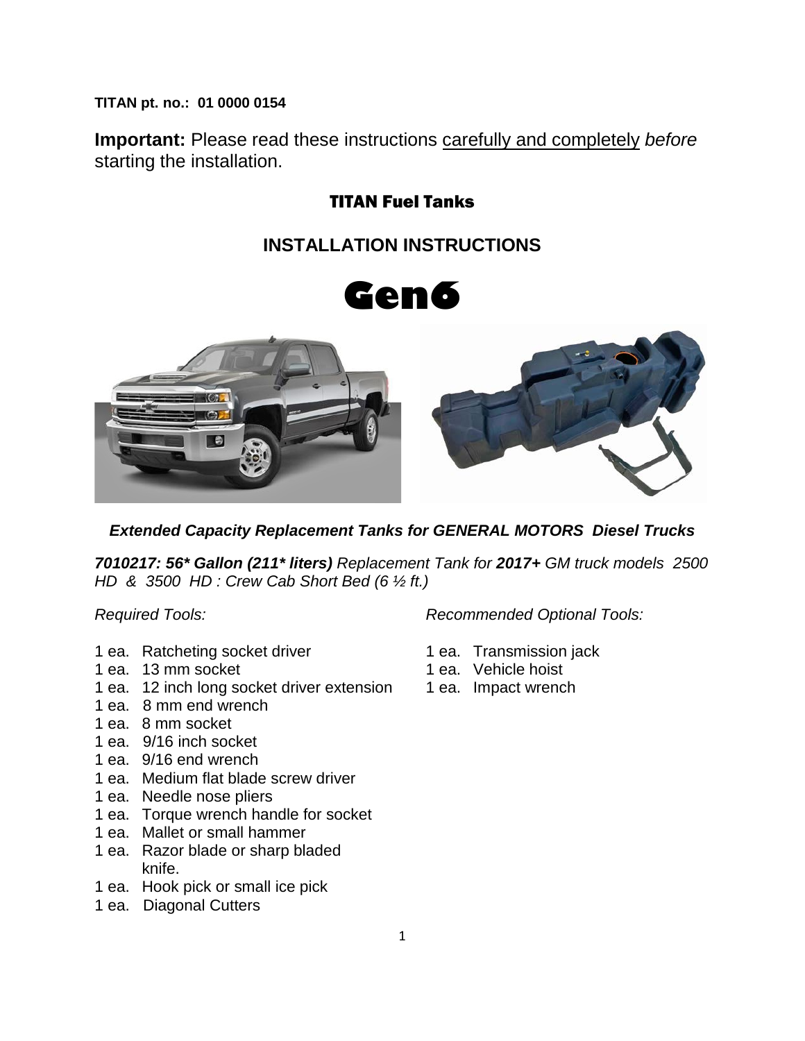**TITAN pt. no.: 01 0000 0154**

**Important:** Please read these instructions <u>carefully and completely</u> *before* starting the installation.

## TITAN Fuel Tanks

## INSTALLATION INSTRUCTIONS

# Gen6

***Extended Capacity Replacement Tanks for GENERAL MOTORS Diesel Trucks***

***7010217: 56\* Gallon (211\* liters)*** *Replacement Tank for* ***2017+*** *GM truck models 2500 HD & 3500 HD : Crew Cab Short Bed (6 ½ ft.)*

*Required Tools:*

- 1 ea. Ratcheting socket driver
- 1 ea. 13 mm socket
- 1 ea. 12 inch long socket driver extension
- 1 ea. 8 mm end wrench
- 1 ea. 8 mm socket
- 1 ea. 9/16 inch socket
- 1 ea. 9/16 end wrench
- 1 ea. Medium flat blade screw driver
- 1 ea. Needle nose pliers
- 1 ea. Torque wrench handle for socket
- 1 ea. Mallet or small hammer
- 1 ea. Razor blade or sharp bladed knife.
- 1 ea. Hook pick or small ice pick
- 1 ea. Diagonal Cutters

*Recommended Optional Tools:*

- 1 ea. Transmission jack
- 1 ea. Vehicle hoist
- 1 ea. Impact wrench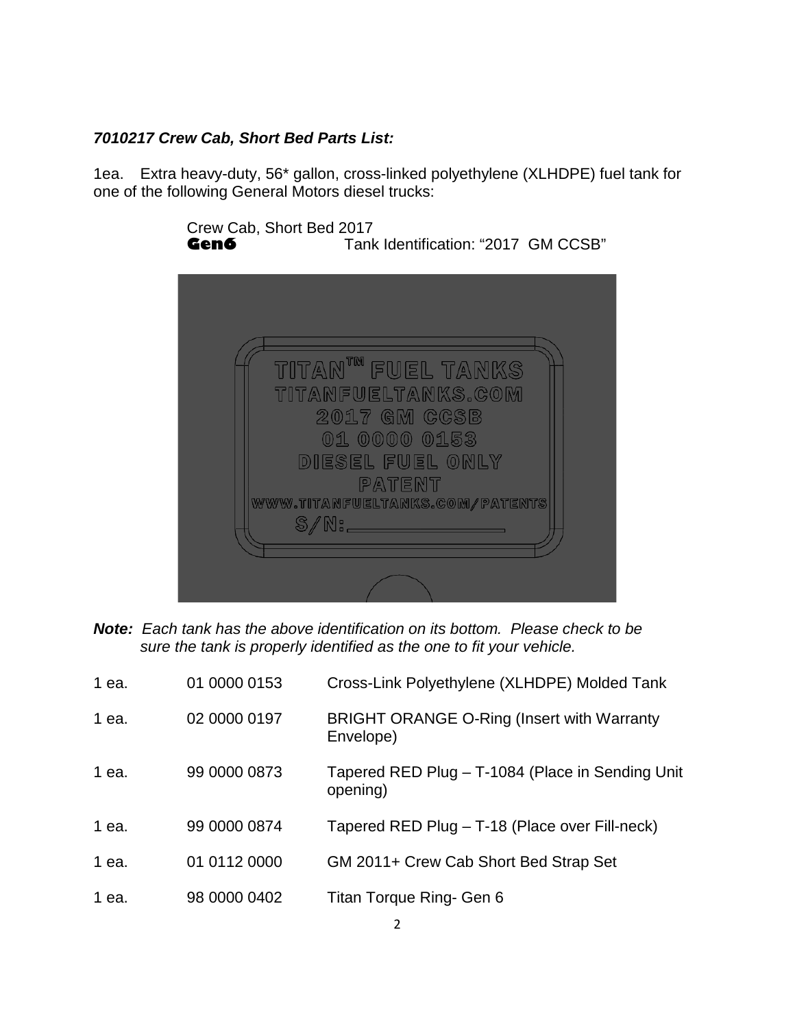***7010217 Crew Cab, Short Bed Parts List:***

1ea. Extra heavy-duty, 56* gallon, cross-linked polyethylene (XLHDPE) fuel tank for one of the following General Motors diesel trucks:

Crew Cab, Short Bed 2017
**Gen6** Tank Identification: "2017 GM CCSB"

TITAN™ FUEL TANKS
TITANFUELTANKS.COM
2017 GM CCSB
01 0000 0153
DIESEL FUEL ONLY
PATENT
WWW.TITANFUELTANKS.COM/PATENTS
S/N:\_\_\_\_\_\_\_\_\_\_\_\_

***Note:*** *Each tank has the above identification on its bottom. Please check to be sure the tank is properly identified as the one to fit your vehicle.*

| | | |
|---|---|---|
| 1 ea. | 01 0000 0153 | Cross-Link Polyethylene (XLHDPE) Molded Tank |
| 1 ea. | 02 0000 0197 | BRIGHT ORANGE O-Ring (Insert with Warranty Envelope) |
| 1 ea. | 99 0000 0873 | Tapered RED Plug – T-1084 (Place in Sending Unit opening) |
| 1 ea. | 99 0000 0874 | Tapered RED Plug – T-18 (Place over Fill-neck) |
| 1 ea. | 01 0112 0000 | GM 2011+ Crew Cab Short Bed Strap Set |
| 1 ea. | 98 0000 0402 | Titan Torque Ring- Gen 6 |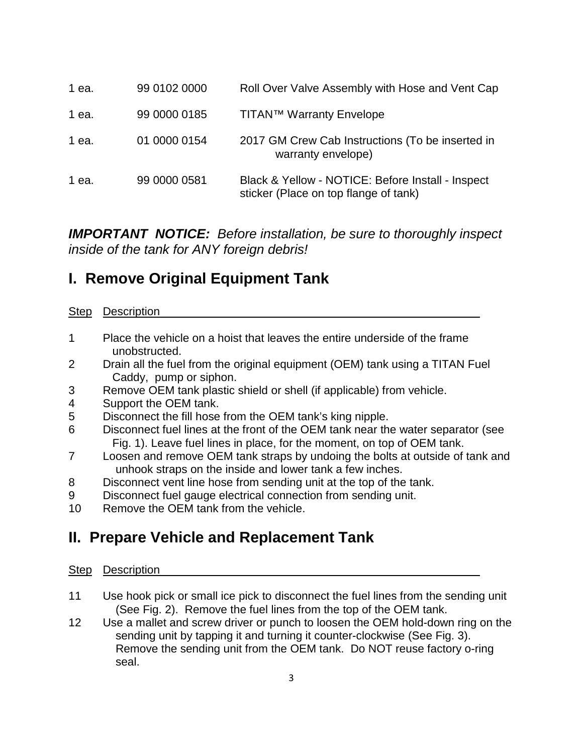| | | |
|---|---|---|
| 1 ea. | 99 0102 0000 | Roll Over Valve Assembly with Hose and Vent Cap |
| 1 ea. | 99 0000 0185 | TITAN™ Warranty Envelope |
| 1 ea. | 01 0000 0154 | 2017 GM Crew Cab Instructions (To be inserted in warranty envelope) |
| 1 ea. | 99 0000 0581 | Black & Yellow - NOTICE: Before Install - Inspect sticker (Place on top flange of tank) |

***IMPORTANT NOTICE:*** *Before installation, be sure to thoroughly inspect inside of the tank for ANY foreign debris!*

## I. Remove Original Equipment Tank

| Step | Description |
|---|---|
| 1 | Place the vehicle on a hoist that leaves the entire underside of the frame unobstructed. |
| 2 | Drain all the fuel from the original equipment (OEM) tank using a TITAN Fuel Caddy, pump or siphon. |
| 3 | Remove OEM tank plastic shield or shell (if applicable) from vehicle. |
| 4 | Support the OEM tank. |
| 5 | Disconnect the fill hose from the OEM tank's king nipple. |
| 6 | Disconnect fuel lines at the front of the OEM tank near the water separator (see Fig. 1). Leave fuel lines in place, for the moment, on top of OEM tank. |
| 7 | Loosen and remove OEM tank straps by undoing the bolts at outside of tank and unhook straps on the inside and lower tank a few inches. |
| 8 | Disconnect vent line hose from sending unit at the top of the tank. |
| 9 | Disconnect fuel gauge electrical connection from sending unit. |
| 10 | Remove the OEM tank from the vehicle. |

## II. Prepare Vehicle and Replacement Tank

| Step | Description |
|---|---|
| 11 | Use hook pick or small ice pick to disconnect the fuel lines from the sending unit (See Fig. 2). Remove the fuel lines from the top of the OEM tank. |
| 12 | Use a mallet and screw driver or punch to loosen the OEM hold-down ring on the sending unit by tapping it and turning it counter-clockwise (See Fig. 3). Remove the sending unit from the OEM tank. Do NOT reuse factory o-ring seal. |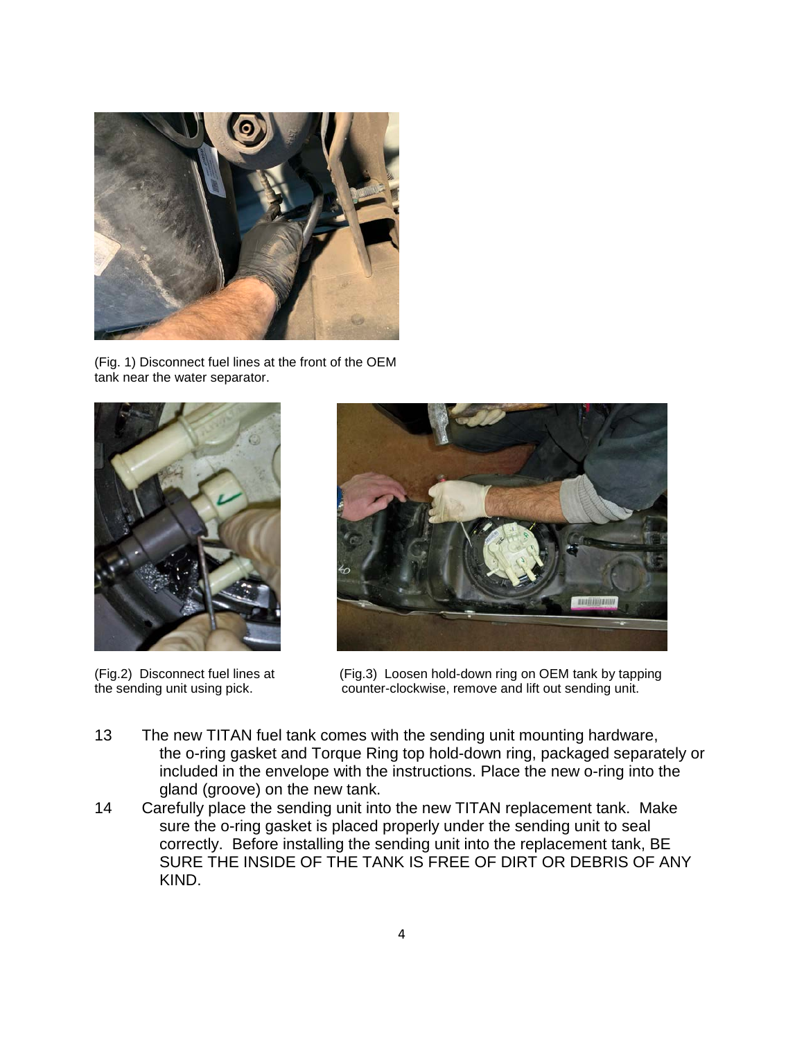(Fig. 1) Disconnect fuel lines at the front of the OEM tank near the water separator.

(Fig.2) Disconnect fuel lines at the sending unit using pick.

(Fig.3) Loosen hold-down ring on OEM tank by tapping counter-clockwise, remove and lift out sending unit.

13 The new TITAN fuel tank comes with the sending unit mounting hardware, the o-ring gasket and Torque Ring top hold-down ring, packaged separately or included in the envelope with the instructions. Place the new o-ring into the gland (groove) on the new tank.

14 Carefully place the sending unit into the new TITAN replacement tank. Make sure the o-ring gasket is placed properly under the sending unit to seal correctly. Before installing the sending unit into the replacement tank, BE SURE THE INSIDE OF THE TANK IS FREE OF DIRT OR DEBRIS OF ANY KIND.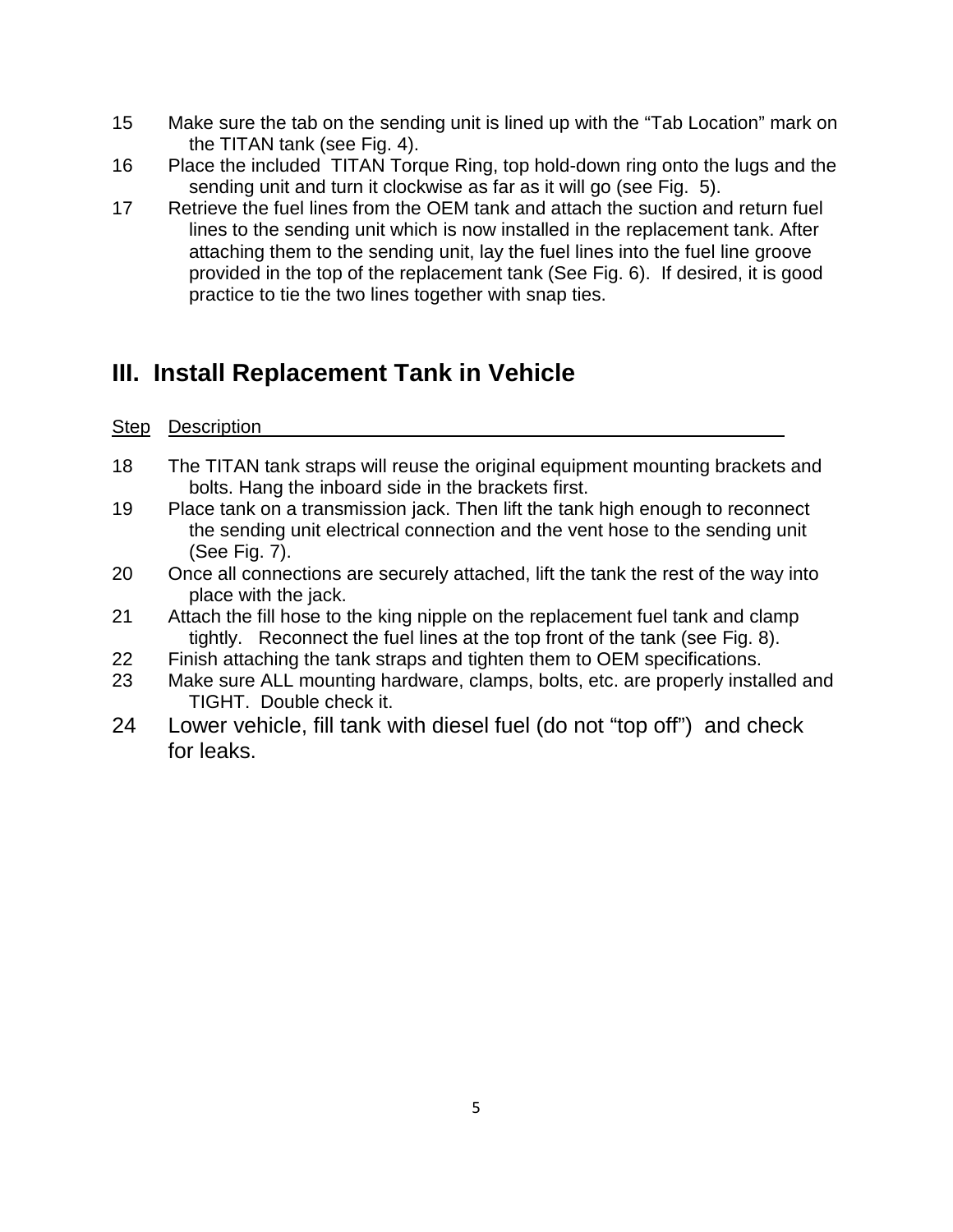15 Make sure the tab on the sending unit is lined up with the “Tab Location” mark on the TITAN tank (see Fig. 4).

16 Place the included TITAN Torque Ring, top hold-down ring onto the lugs and the sending unit and turn it clockwise as far as it will go (see Fig. 5).

17 Retrieve the fuel lines from the OEM tank and attach the suction and return fuel lines to the sending unit which is now installed in the replacement tank. After attaching them to the sending unit, lay the fuel lines into the fuel line groove provided in the top of the replacement tank (See Fig. 6). If desired, it is good practice to tie the two lines together with snap ties.

## III. Install Replacement Tank in Vehicle

| Step | Description |
|---|---|
| 18 | The TITAN tank straps will reuse the original equipment mounting brackets and bolts. Hang the inboard side in the brackets first. |
| 19 | Place tank on a transmission jack. Then lift the tank high enough to reconnect the sending unit electrical connection and the vent hose to the sending unit (See Fig. 7). |
| 20 | Once all connections are securely attached, lift the tank the rest of the way into place with the jack. |
| 21 | Attach the fill hose to the king nipple on the replacement fuel tank and clamp tightly. Reconnect the fuel lines at the top front of the tank (see Fig. 8). |
| 22 | Finish attaching the tank straps and tighten them to OEM specifications. |
| 23 | Make sure ALL mounting hardware, clamps, bolts, etc. are properly installed and TIGHT. Double check it. |
| 24 | Lower vehicle, fill tank with diesel fuel (do not “top off”) and check for leaks. |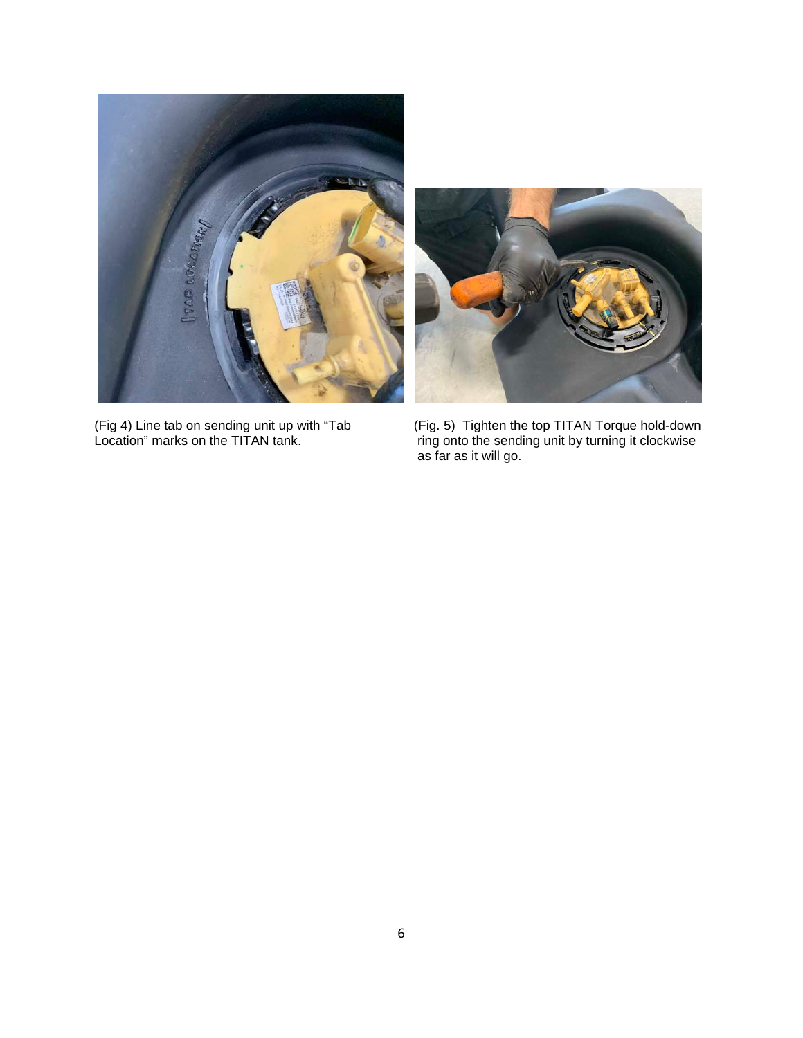(Fig 4) Line tab on sending unit up with “Tab Location” marks on the TITAN tank.

(Fig. 5) Tighten the top TITAN Torque hold-down ring onto the sending unit by turning it clockwise as far as it will go.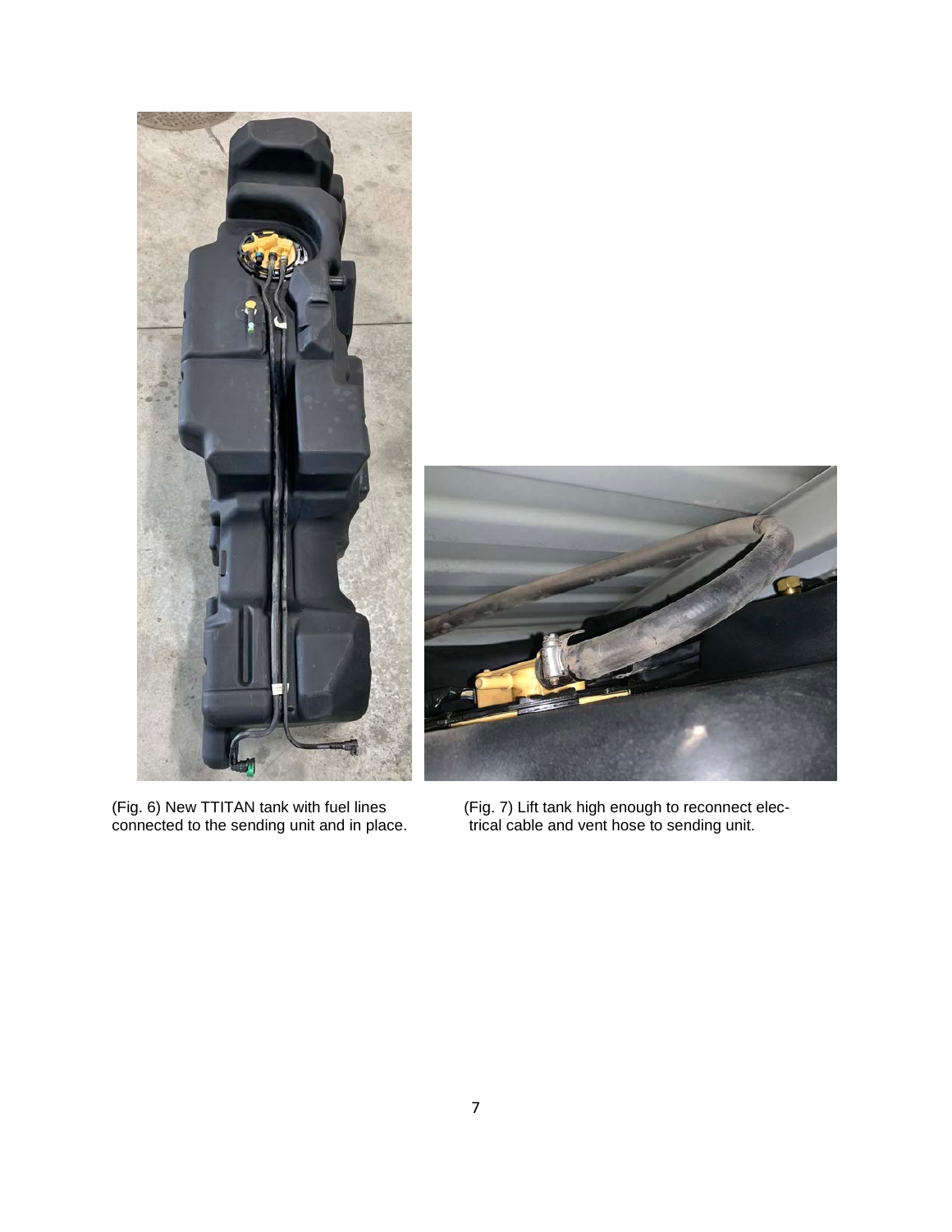(Fig. 6) New TTITAN tank with fuel lines connected to the sending unit and in place.

(Fig. 7) Lift tank high enough to reconnect electrical cable and vent hose to sending unit.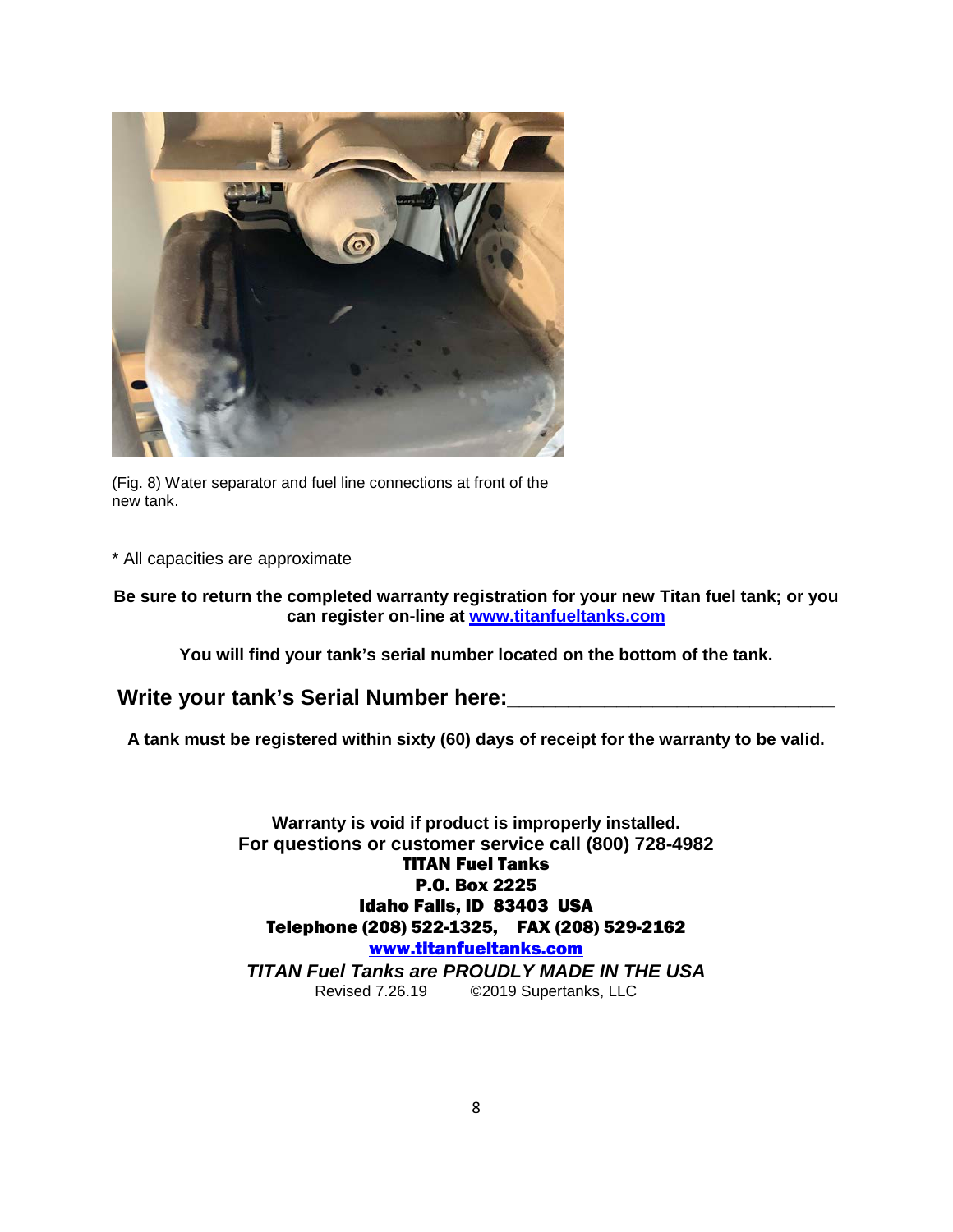(Fig. 8) Water separator and fuel line connections at front of the new tank.

* All capacities are approximate

**Be sure to return the completed warranty registration for your new Titan fuel tank; or you can register on-line at [www.titanfueltanks.com](http://www.titanfueltanks.com)**

**You will find your tank's serial number located on the bottom of the tank.**

**Write your tank's Serial Number here:______________________________**

**A tank must be registered within sixty (60) days of receipt for the warranty to be valid.**

**Warranty is void if product is improperly installed.**
**For questions or customer service call (800) 728-4982**
**TITAN Fuel Tanks**
**P.O. Box 2225**
**Idaho Falls, ID 83403 USA**
**Telephone (208) 522-1325, FAX (208) 529-2162**
**[www.titanfueltanks.com](http://www.titanfueltanks.com)**

***TITAN Fuel Tanks are PROUDLY MADE IN THE USA***

Revised 7.26.19 ©2019 Supertanks, LLC